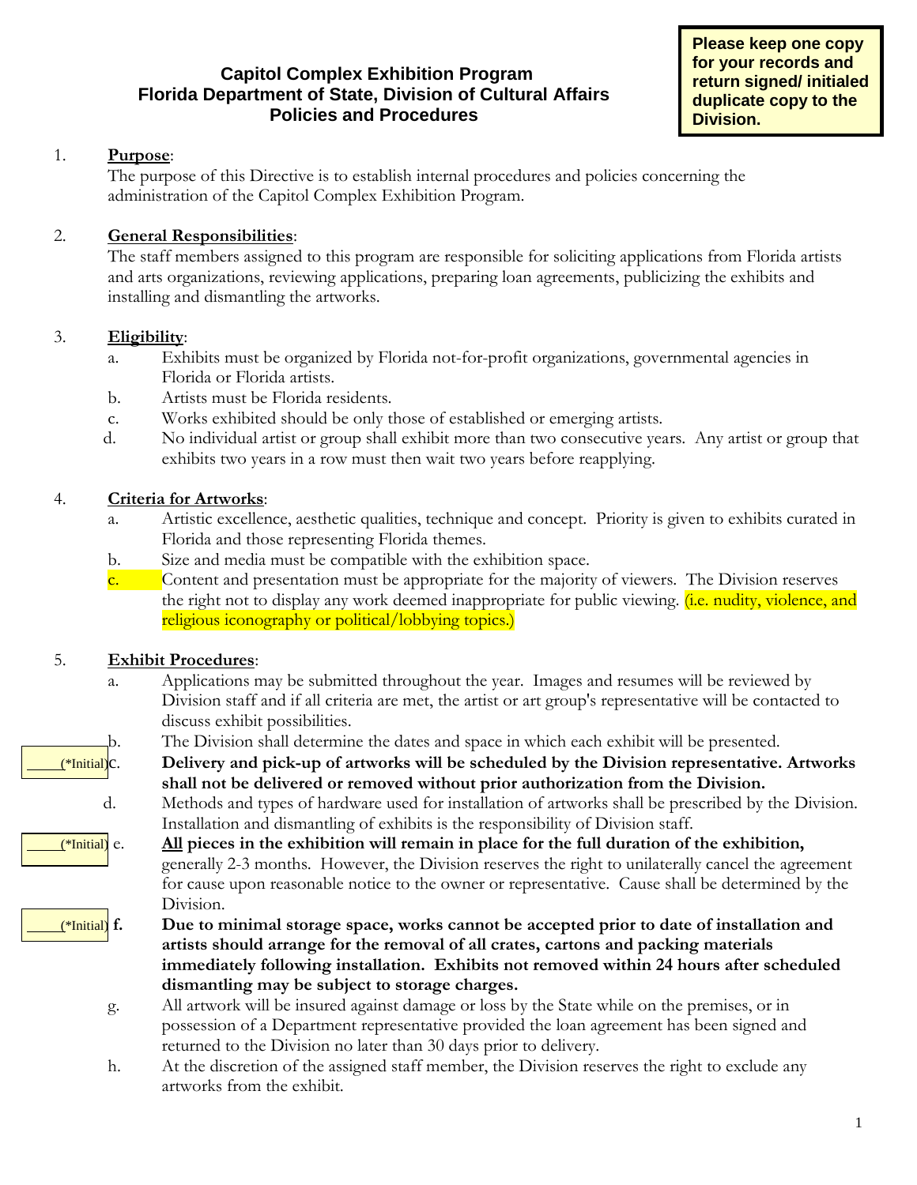**Please keep one copy for your records and return signed/ initialed duplicate copy to the Division.**

# Capitol Complex Exhibition Program
## Florida Department of State, Division of Cultural Affairs
## Policies and Procedures

1. **Purpose**:
   The purpose of this Directive is to establish internal procedures and policies concerning the administration of the Capitol Complex Exhibition Program.

2. **General Responsibilities**:
   The staff members assigned to this program are responsible for soliciting applications from Florida artists and arts organizations, reviewing applications, preparing loan agreements, publicizing the exhibits and installing and dismantling the artworks.

3. **Eligibility**:
   a. Exhibits must be organized by Florida not-for-profit organizations, governmental agencies in Florida or Florida artists.
   b. Artists must be Florida residents.
   c. Works exhibited should be only those of established or emerging artists.
   d. No individual artist or group shall exhibit more than two consecutive years. Any artist or group that exhibits two years in a row must then wait two years before reapplying.

4. **Criteria for Artworks**:
   a. Artistic excellence, aesthetic qualities, technique and concept. Priority is given to exhibits curated in Florida and those representing Florida themes.
   b. Size and media must be compatible with the exhibition space.
   c. Content and presentation must be appropriate for the majority of viewers. The Division reserves the right not to display any work deemed inappropriate for public viewing. (i.e. nudity, violence, and religious iconography or political/lobbying topics.)

5. **Exhibit Procedures**:
   a. Applications may be submitted throughout the year. Images and resumes will be reviewed by Division staff and if all criteria are met, the artist or art group's representative will be contacted to discuss exhibit possibilities.
   b. The Division shall determine the dates and space in which each exhibit will be presented.
   
   ____(*Initial) c. **Delivery and pick-up of artworks will be scheduled by the Division representative. Artworks shall not be delivered or removed without prior authorization from the Division.**
   
   d. Methods and types of hardware used for installation of artworks shall be prescribed by the Division. Installation and dismantling of exhibits is the responsibility of Division staff.
   
   ____(*Initial) e. **__All__ pieces in the exhibition will remain in place for the full duration of the exhibition,** generally 2-3 months. However, the Division reserves the right to unilaterally cancel the agreement for cause upon reasonable notice to the owner or representative. Cause shall be determined by the Division.
   
   ____(*Initial) **f. Due to minimal storage space, works cannot be accepted prior to date of installation and artists should arrange for the removal of all crates, cartons and packing materials immediately following installation. Exhibits not removed within 24 hours after scheduled dismantling may be subject to storage charges.**
   
   g. All artwork will be insured against damage or loss by the State while on the premises, or in possession of a Department representative provided the loan agreement has been signed and returned to the Division no later than 30 days prior to delivery.
   h. At the discretion of the assigned staff member, the Division reserves the right to exclude any artworks from the exhibit.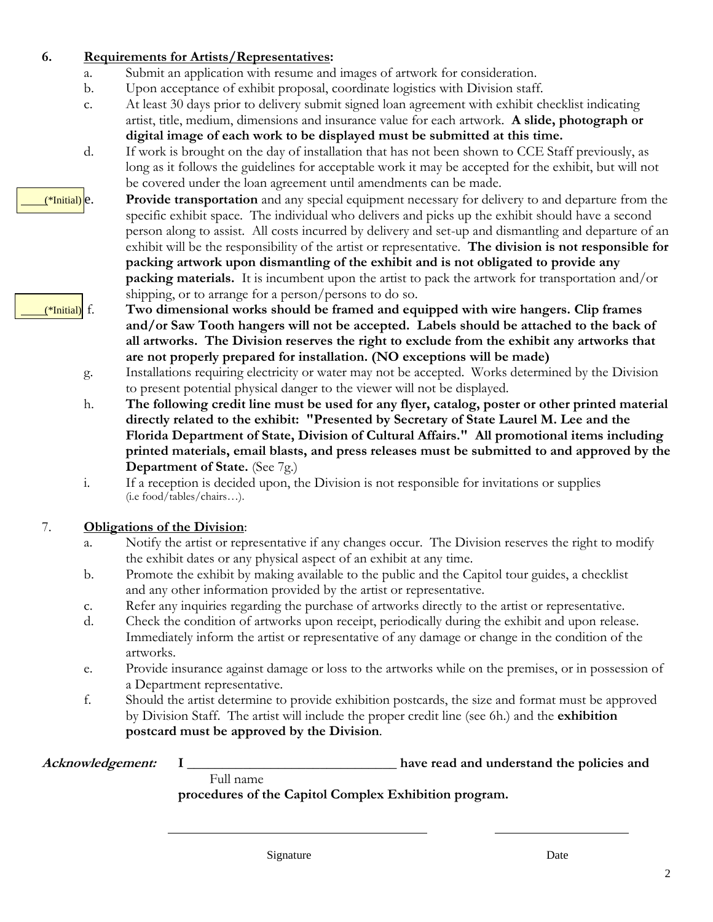6. **Requirements for Artists/Representatives:**

a. Submit an application with resume and images of artwork for consideration.

b. Upon acceptance of exhibit proposal, coordinate logistics with Division staff.

c. At least 30 days prior to delivery submit signed loan agreement with exhibit checklist indicating artist, title, medium, dimensions and insurance value for each artwork. **A slide, photograph or digital image of each work to be displayed must be submitted at this time.**

d. If work is brought on the day of installation that has not been shown to CCE Staff previously, as long as it follows the guidelines for acceptable work it may be accepted for the exhibit, but will not be covered under the loan agreement until amendments can be made.

____(*Initial) e. **Provide transportation** and any special equipment necessary for delivery to and departure from the specific exhibit space. The individual who delivers and picks up the exhibit should have a second person along to assist. All costs incurred by delivery and set-up and dismantling and departure of an exhibit will be the responsibility of the artist or representative. **The division is not responsible for packing artwork upon dismantling of the exhibit and is not obligated to provide any packing materials.** It is incumbent upon the artist to pack the artwork for transportation and/or shipping, or to arrange for a person/persons to do so.

____(*Initial) f. **Two dimensional works should be framed and equipped with wire hangers. Clip frames and/or Saw Tooth hangers will not be accepted. Labels should be attached to the back of all artworks. The Division reserves the right to exclude from the exhibit any artworks that are not properly prepared for installation. (NO exceptions will be made)**

g. Installations requiring electricity or water may not be accepted. Works determined by the Division to present potential physical danger to the viewer will not be displayed.

h. **The following credit line must be used for any flyer, catalog, poster or other printed material directly related to the exhibit: "Presented by Secretary of State Laurel M. Lee and the Florida Department of State, Division of Cultural Affairs." All promotional items including printed materials, email blasts, and press releases must be submitted to and approved by the Department of State.** (See 7g.)

i. If a reception is decided upon, the Division is not responsible for invitations or supplies (i.e food/tables/chairs…).

7. **Obligations of the Division**:

a. Notify the artist or representative if any changes occur. The Division reserves the right to modify the exhibit dates or any physical aspect of an exhibit at any time.

b. Promote the exhibit by making available to the public and the Capitol tour guides, a checklist and any other information provided by the artist or representative.

c. Refer any inquiries regarding the purchase of artworks directly to the artist or representative.

d. Check the condition of artworks upon receipt, periodically during the exhibit and upon release. Immediately inform the artist or representative of any damage or change in the condition of the artworks.

e. Provide insurance against damage or loss to the artworks while on the premises, or in possession of a Department representative.

f. Should the artist determine to provide exhibition postcards, the size and format must be approved by Division Staff. The artist will include the proper credit line (see 6h.) and the **exhibition postcard must be approved by the Division**.

***Acknowledgement:*** **I ______________________________ have read and understand the policies and**
Full name
**procedures of the Capitol Complex Exhibition program.**

______________________________________ ____________________

Signature Date